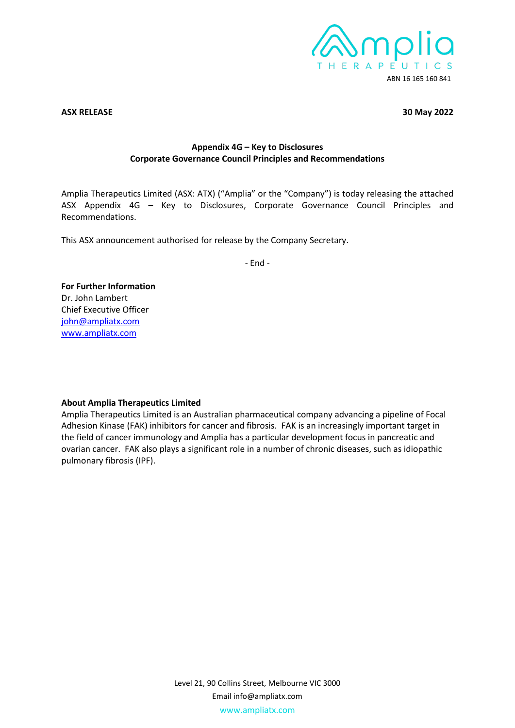ABN 16 165 160 841

**ASX RELEASE** **30 May 2022**

**Appendix 4G – Key to Disclosures**
**Corporate Governance Council Principles and Recommendations**

Amplia Therapeutics Limited (ASX: ATX) ("Amplia" or the "Company") is today releasing the attached ASX Appendix 4G – Key to Disclosures, Corporate Governance Council Principles and Recommendations.

This ASX announcement authorised for release by the Company Secretary.

- End -

**For Further Information**
Dr. John Lambert
Chief Executive Officer
john@ampliatx.com
www.ampliatx.com

**About Amplia Therapeutics Limited**
Amplia Therapeutics Limited is an Australian pharmaceutical company advancing a pipeline of Focal Adhesion Kinase (FAK) inhibitors for cancer and fibrosis. FAK is an increasingly important target in the field of cancer immunology and Amplia has a particular development focus in pancreatic and ovarian cancer. FAK also plays a significant role in a number of chronic diseases, such as idiopathic pulmonary fibrosis (IPF).

Level 21, 90 Collins Street, Melbourne VIC 3000
Email info@ampliatx.com
www.ampliatx.com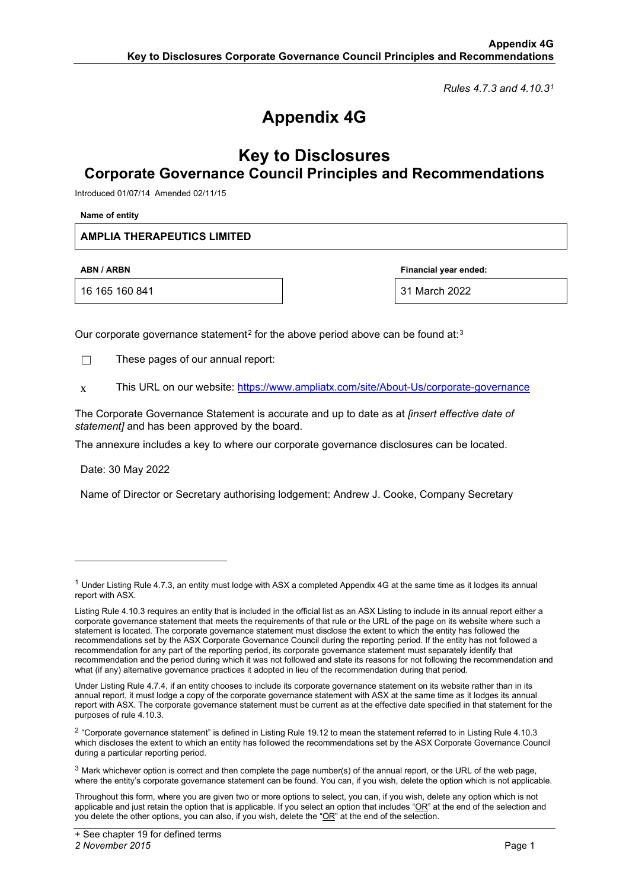*Rules 4.7.3 and 4.10.3*[1]

# Appendix 4G

## Key to Disclosures
## Corporate Governance Council Principles and Recommendations

Introduced 01/07/14 Amended 02/11/15

**Name of entity**

| AMPLIA THERAPEUTICS LIMITED |
|---|

| ABN / ARBN | Financial year ended: |
|---|---|
| 16 165 160 841 | 31 March 2022 |

Our corporate governance statement[2] for the above period above can be found at:[3]

☐ These pages of our annual report:

x This URL on our website: https://www.ampliatx.com/site/About-Us/corporate-governance

The Corporate Governance Statement is accurate and up to date as at *[insert effective date of statement]* and has been approved by the board.

The annexure includes a key to where our corporate governance disclosures can be located.

Date: 30 May 2022

Name of Director or Secretary authorising lodgement: Andrew J. Cooke, Company Secretary

---

[1] Under Listing Rule 4.7.3, an entity must lodge with ASX a completed Appendix 4G at the same time as it lodges its annual report with ASX.

Listing Rule 4.10.3 requires an entity that is included in the official list as an ASX Listing to include in its annual report either a corporate governance statement that meets the requirements of that rule or the URL of the page on its website where such a statement is located. The corporate governance statement must disclose the extent to which the entity has followed the recommendations set by the ASX Corporate Governance Council during the reporting period. If the entity has not followed a recommendation for any part of the reporting period, its corporate governance statement must separately identify that recommendation and the period during which it was not followed and state its reasons for not following the recommendation and what (if any) alternative governance practices it adopted in lieu of the recommendation during that period.

Under Listing Rule 4.7.4, if an entity chooses to include its corporate governance statement on its website rather than in its annual report, it must lodge a copy of the corporate governance statement with ASX at the same time as it lodges its annual report with ASX. The corporate governance statement must be current as at the effective date specified in that statement for the purposes of rule 4.10.3.

[2] "Corporate governance statement" is defined in Listing Rule 19.12 to mean the statement referred to in Listing Rule 4.10.3 which discloses the extent to which an entity has followed the recommendations set by the ASX Corporate Governance Council during a particular reporting period.

[3] Mark whichever option is correct and then complete the page number(s) of the annual report, or the URL of the web page, where the entity's corporate governance statement can be found. You can, if you wish, delete the option which is not applicable.

Throughout this form, where you are given two or more options to select, you can, if you wish, delete any option which is not applicable and just retain the option that is applicable. If you select an option that includes "OR" at the end of the selection and you delete the other options, you can also, if you wish, delete the "OR" at the end of the selection.

+ See chapter 19 for defined terms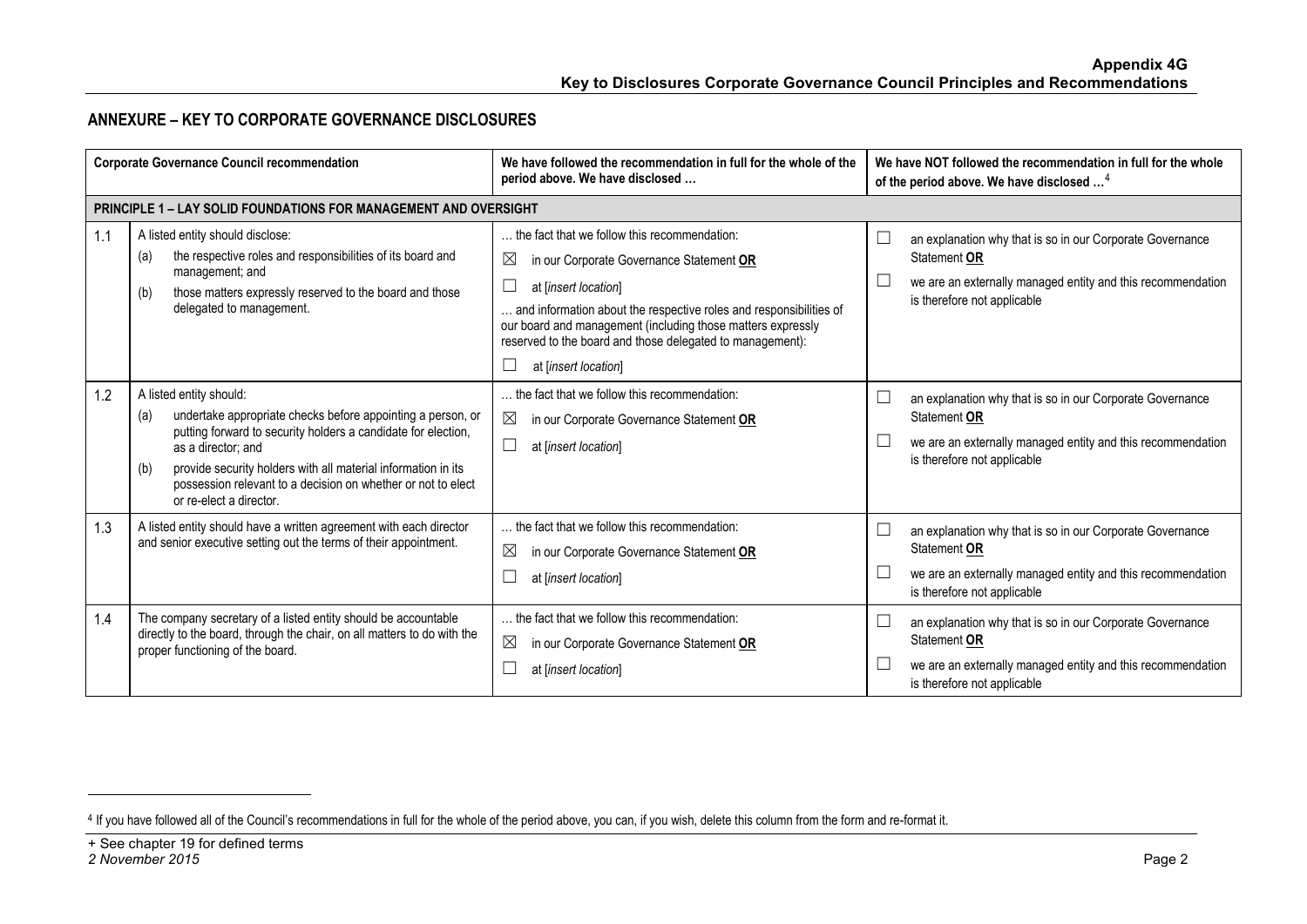## ANNEXURE – KEY TO CORPORATE GOVERNANCE DISCLOSURES

| | Corporate Governance Council recommendation | We have followed the recommendation in full for the whole of the period above. We have disclosed … | We have NOT followed the recommendation in full for the whole of the period above. We have disclosed …[4] |
|---|---|---|---|
| **PRINCIPLE 1 – LAY SOLID FOUNDATIONS FOR MANAGEMENT AND OVERSIGHT** | | | |
| 1.1 | A listed entity should disclose:<br>(a) the respective roles and responsibilities of its board and management; and<br>(b) those matters expressly reserved to the board and those delegated to management. | … the fact that we follow this recommendation:<br>☒ in our Corporate Governance Statement **OR**<br>☐ at [*insert location*]<br>… and information about the respective roles and responsibilities of our board and management (including those matters expressly reserved to the board and those delegated to management):<br>☐ at [*insert location*] | ☐ an explanation why that is so in our Corporate Governance Statement **OR**<br>☐ we are an externally managed entity and this recommendation is therefore not applicable |
| 1.2 | A listed entity should:<br>(a) undertake appropriate checks before appointing a person, or putting forward to security holders a candidate for election, as a director; and<br>(b) provide security holders with all material information in its possession relevant to a decision on whether or not to elect or re-elect a director. | … the fact that we follow this recommendation:<br>☒ in our Corporate Governance Statement **OR**<br>☐ at [*insert location*] | ☐ an explanation why that is so in our Corporate Governance Statement **OR**<br>☐ we are an externally managed entity and this recommendation is therefore not applicable |
| 1.3 | A listed entity should have a written agreement with each director and senior executive setting out the terms of their appointment. | … the fact that we follow this recommendation:<br>☒ in our Corporate Governance Statement **OR**<br>☐ at [*insert location*] | ☐ an explanation why that is so in our Corporate Governance Statement **OR**<br>☐ we are an externally managed entity and this recommendation is therefore not applicable |
| 1.4 | The company secretary of a listed entity should be accountable directly to the board, through the chair, on all matters to do with the proper functioning of the board. | … the fact that we follow this recommendation:<br>☒ in our Corporate Governance Statement **OR**<br>☐ at [*insert location*] | ☐ an explanation why that is so in our Corporate Governance Statement **OR**<br>☐ we are an externally managed entity and this recommendation is therefore not applicable |

[4] If you have followed all of the Council's recommendations in full for the whole of the period above, you can, if you wish, delete this column from the form and re-format it.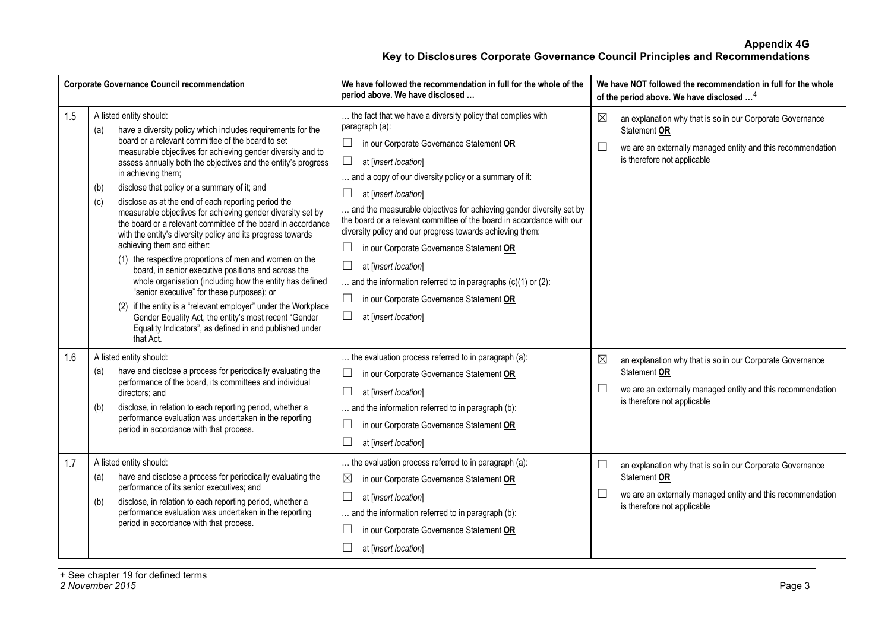| Corporate Governance Council recommendation | | We have followed the recommendation in full for the whole of the period above. We have disclosed … | We have NOT followed the recommendation in full for the whole of the period above. We have disclosed …[4] |
|---|---|---|---|
| 1.5 | A listed entity should:<br>(a) have a diversity policy which includes requirements for the board or a relevant committee of the board to set measurable objectives for achieving gender diversity and to assess annually both the objectives and the entity's progress in achieving them;<br>(b) disclose that policy or a summary of it; and<br>(c) disclose as at the end of each reporting period the measurable objectives for achieving gender diversity set by the board or a relevant committee of the board in accordance with the entity's diversity policy and its progress towards achieving them and either:<br>(1) the respective proportions of men and women on the board, in senior executive positions and across the whole organisation (including how the entity has defined "senior executive" for these purposes); or<br>(2) if the entity is a "relevant employer" under the Workplace Gender Equality Act, the entity's most recent "Gender Equality Indicators", as defined in and published under that Act. | … the fact that we have a diversity policy that complies with paragraph (a):<br>☐ in our Corporate Governance Statement **OR**<br>☐ at [*insert location*]<br>… and a copy of our diversity policy or a summary of it:<br>☐ at [*insert location*]<br>… and the measurable objectives for achieving gender diversity set by the board or a relevant committee of the board in accordance with our diversity policy and our progress towards achieving them:<br>☐ in our Corporate Governance Statement **OR**<br>☐ at [*insert location*]<br>… and the information referred to in paragraphs (c)(1) or (2):<br>☐ in our Corporate Governance Statement **OR**<br>☐ at [*insert location*] | ☒ an explanation why that is so in our Corporate Governance Statement **OR**<br>☐ we are an externally managed entity and this recommendation is therefore not applicable |
| 1.6 | A listed entity should:<br>(a) have and disclose a process for periodically evaluating the performance of the board, its committees and individual directors; and<br>(b) disclose, in relation to each reporting period, whether a performance evaluation was undertaken in the reporting period in accordance with that process. | … the evaluation process referred to in paragraph (a):<br>☐ in our Corporate Governance Statement **OR**<br>☐ at [*insert location*]<br>… and the information referred to in paragraph (b):<br>☐ in our Corporate Governance Statement **OR**<br>☐ at [*insert location*] | ☒ an explanation why that is so in our Corporate Governance Statement **OR**<br>☐ we are an externally managed entity and this recommendation is therefore not applicable |
| 1.7 | A listed entity should:<br>(a) have and disclose a process for periodically evaluating the performance of its senior executives; and<br>(b) disclose, in relation to each reporting period, whether a performance evaluation was undertaken in the reporting period in accordance with that process. | … the evaluation process referred to in paragraph (a):<br>☒ in our Corporate Governance Statement **OR**<br>☐ at [*insert location*]<br>… and the information referred to in paragraph (b):<br>☐ in our Corporate Governance Statement **OR**<br>☐ at [*insert location*] | ☐ an explanation why that is so in our Corporate Governance Statement **OR**<br>☐ we are an externally managed entity and this recommendation is therefore not applicable |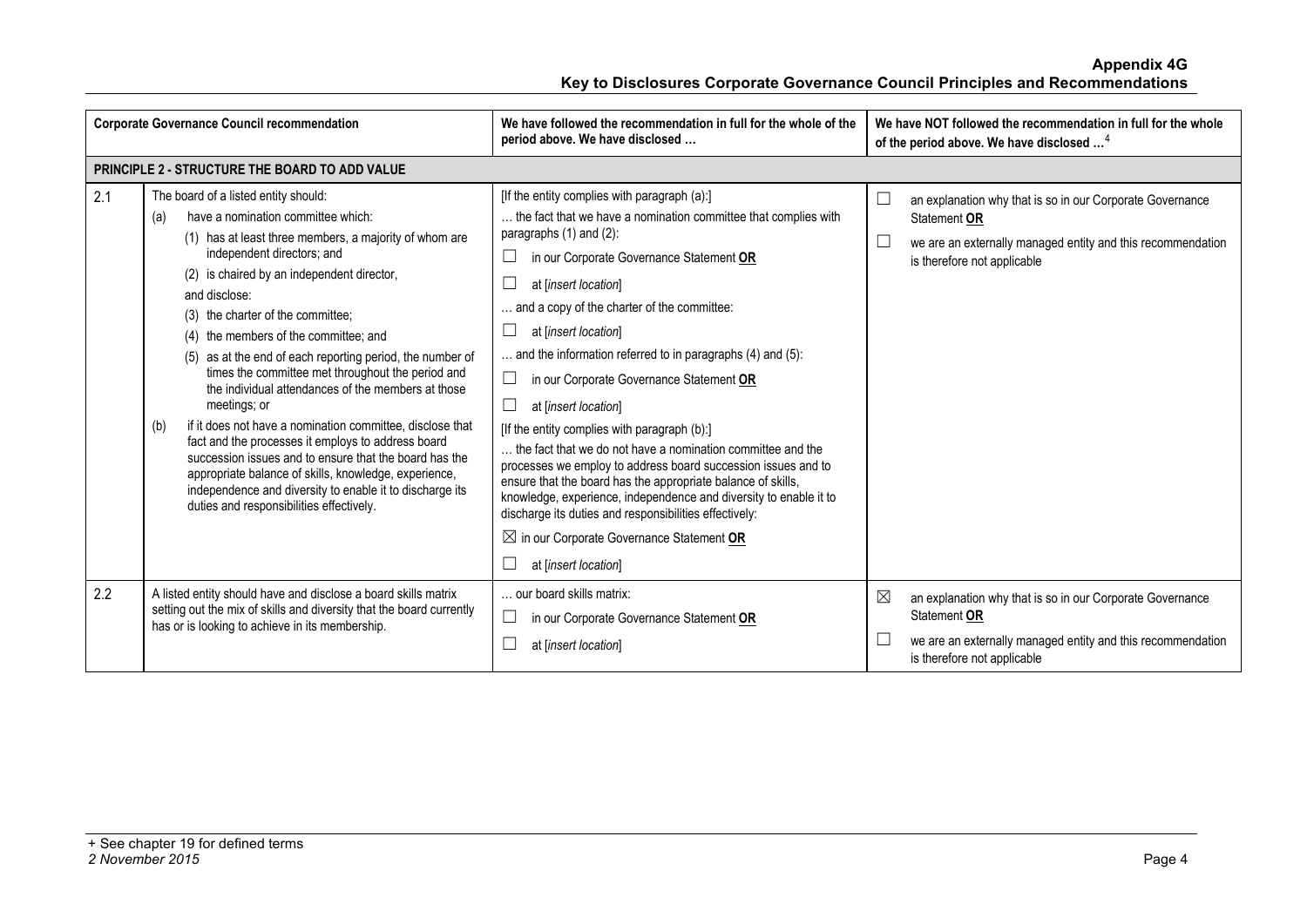| Corporate Governance Council recommendation | | We have followed the recommendation in full for the whole of the period above. We have disclosed … | We have NOT followed the recommendation in full for the whole of the period above. We have disclosed …[4] |
|---|---|---|---|
| **PRINCIPLE 2 - STRUCTURE THE BOARD TO ADD VALUE** | | | |
| 2.1 | The board of a listed entity should:<br>(a) have a nomination committee which:<br>(1) has at least three members, a majority of whom are independent directors; and<br>(2) is chaired by an independent director,<br>and disclose:<br>(3) the charter of the committee;<br>(4) the members of the committee; and<br>(5) as at the end of each reporting period, the number of times the committee met throughout the period and the individual attendances of the members at those meetings; or<br>(b) if it does not have a nomination committee, disclose that fact and the processes it employs to address board succession issues and to ensure that the board has the appropriate balance of skills, knowledge, experience, independence and diversity to enable it to discharge its duties and responsibilities effectively. | [If the entity complies with paragraph (a):]<br>… the fact that we have a nomination committee that complies with paragraphs (1) and (2):<br>☐ in our Corporate Governance Statement **OR**<br>☐ at [*insert location*]<br>… and a copy of the charter of the committee:<br>☐ at [*insert location*]<br>… and the information referred to in paragraphs (4) and (5):<br>☐ in our Corporate Governance Statement **OR**<br>☐ at [*insert location*]<br>[If the entity complies with paragraph (b):]<br>… the fact that we do not have a nomination committee and the processes we employ to address board succession issues and to ensure that the board has the appropriate balance of skills, knowledge, experience, independence and diversity to enable it to discharge its duties and responsibilities effectively:<br>☒ in our Corporate Governance Statement **OR**<br>☐ at [*insert location*] | ☐ an explanation why that is so in our Corporate Governance Statement **OR**<br>☐ we are an externally managed entity and this recommendation is therefore not applicable |
| 2.2 | A listed entity should have and disclose a board skills matrix setting out the mix of skills and diversity that the board currently has or is looking to achieve in its membership. | … our board skills matrix:<br>☐ in our Corporate Governance Statement **OR**<br>☐ at [*insert location*] | ☒ an explanation why that is so in our Corporate Governance Statement **OR**<br>☐ we are an externally managed entity and this recommendation is therefore not applicable |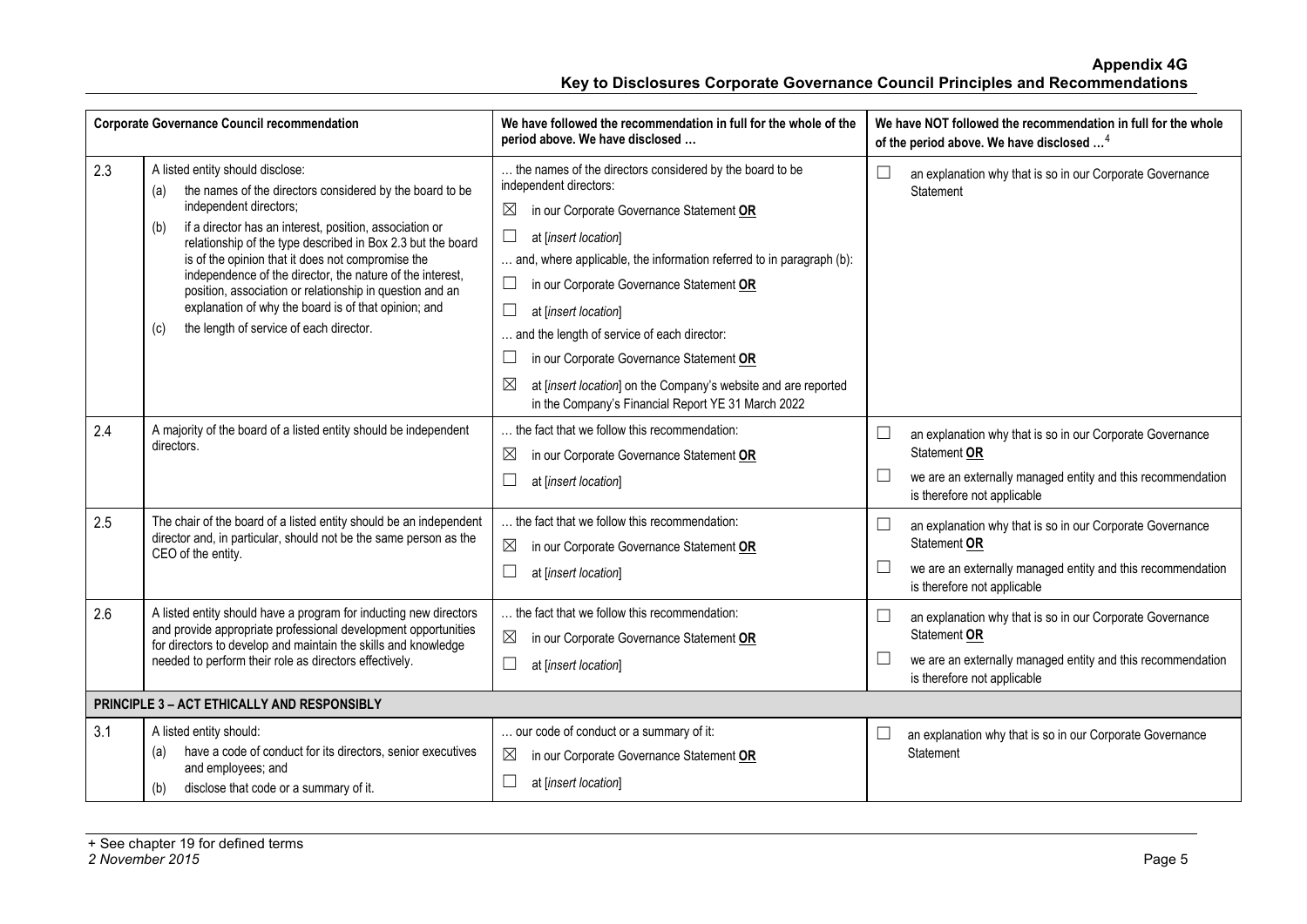| | Corporate Governance Council recommendation | We have followed the recommendation in full for the whole of the period above. We have disclosed … | We have NOT followed the recommendation in full for the whole of the period above. We have disclosed …[4] |
|---|---|---|---|
| 2.3 | A listed entity should disclose:<br>(a) the names of the directors considered by the board to be independent directors;<br>(b) if a director has an interest, position, association or relationship of the type described in Box 2.3 but the board is of the opinion that it does not compromise the independence of the director, the nature of the interest, position, association or relationship in question and an explanation of why the board is of that opinion; and<br>(c) the length of service of each director. | … the names of the directors considered by the board to be independent directors:<br>☒ in our Corporate Governance Statement **OR**<br>☐ at [*insert location*]<br>… and, where applicable, the information referred to in paragraph (b):<br>☐ in our Corporate Governance Statement **OR**<br>☐ at [*insert location*]<br>… and the length of service of each director:<br>☐ in our Corporate Governance Statement **OR**<br>☒ at [*insert location*] on the Company's website and are reported in the Company's Financial Report YE 31 March 2022 | ☐ an explanation why that is so in our Corporate Governance Statement |
| 2.4 | A majority of the board of a listed entity should be independent directors. | … the fact that we follow this recommendation:<br>☒ in our Corporate Governance Statement **OR**<br>☐ at [*insert location*] | ☐ an explanation why that is so in our Corporate Governance Statement **OR**<br>☐ we are an externally managed entity and this recommendation is therefore not applicable |
| 2.5 | The chair of the board of a listed entity should be an independent director and, in particular, should not be the same person as the CEO of the entity. | … the fact that we follow this recommendation:<br>☒ in our Corporate Governance Statement **OR**<br>☐ at [*insert location*] | ☐ an explanation why that is so in our Corporate Governance Statement **OR**<br>☐ we are an externally managed entity and this recommendation is therefore not applicable |
| 2.6 | A listed entity should have a program for inducting new directors and provide appropriate professional development opportunities for directors to develop and maintain the skills and knowledge needed to perform their role as directors effectively. | … the fact that we follow this recommendation:<br>☒ in our Corporate Governance Statement **OR**<br>☐ at [*insert location*] | ☐ an explanation why that is so in our Corporate Governance Statement **OR**<br>☐ we are an externally managed entity and this recommendation is therefore not applicable |
| **PRINCIPLE 3 – ACT ETHICALLY AND RESPONSIBLY** | | | |
| 3.1 | A listed entity should:<br>(a) have a code of conduct for its directors, senior executives and employees; and<br>(b) disclose that code or a summary of it. | … our code of conduct or a summary of it:<br>☒ in our Corporate Governance Statement **OR**<br>☐ at [*insert location*] | ☐ an explanation why that is so in our Corporate Governance Statement |

+ See chapter 19 for defined terms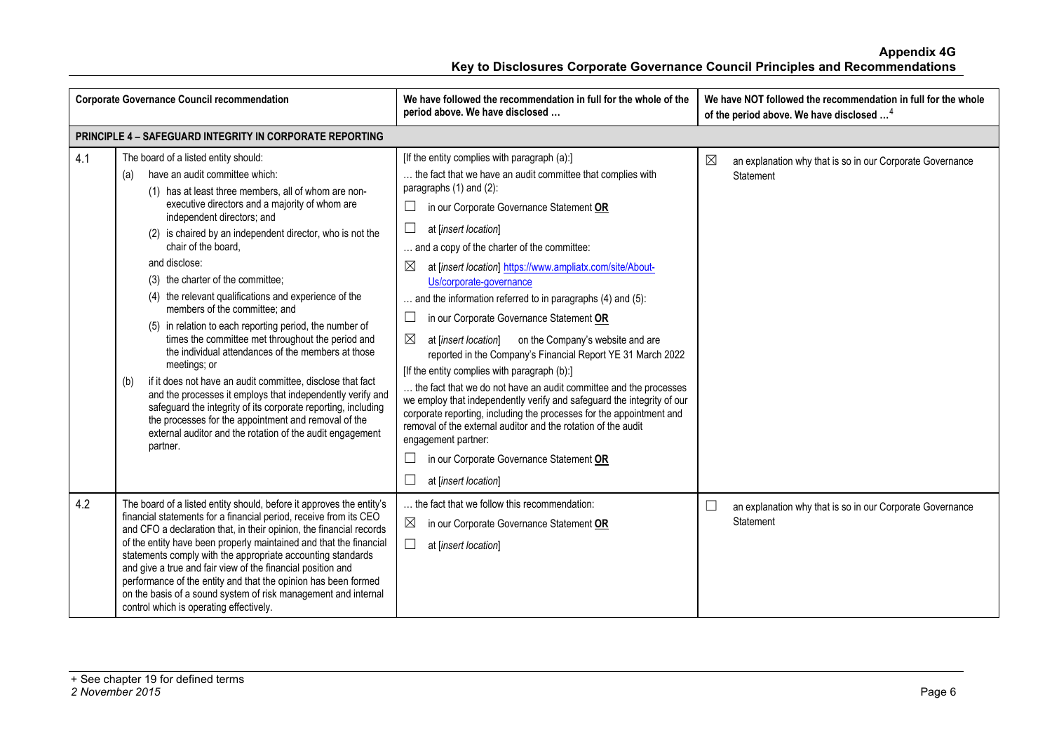| | Corporate Governance Council recommendation | We have followed the recommendation in full for the whole of the period above. We have disclosed … | We have NOT followed the recommendation in full for the whole of the period above. We have disclosed …[4] |
|---|---|---|---|
| **PRINCIPLE 4 – SAFEGUARD INTEGRITY IN CORPORATE REPORTING** | | | |
| 4.1 | The board of a listed entity should:<br>(a) have an audit committee which:<br>(1) has at least three members, all of whom are non-executive directors and a majority of whom are independent directors; and<br>(2) is chaired by an independent director, who is not the chair of the board,<br>and disclose:<br>(3) the charter of the committee;<br>(4) the relevant qualifications and experience of the members of the committee; and<br>(5) in relation to each reporting period, the number of times the committee met throughout the period and the individual attendances of the members at those meetings; or<br>(b) if it does not have an audit committee, disclose that fact and the processes it employs that independently verify and safeguard the integrity of its corporate reporting, including the processes for the appointment and removal of the external auditor and the rotation of the audit engagement partner. | [If the entity complies with paragraph (a):]<br>… the fact that we have an audit committee that complies with paragraphs (1) and (2):<br>☐ in our Corporate Governance Statement **OR**<br>☐ at [*insert location*]<br>… and a copy of the charter of the committee:<br>☒ at [*insert location*] https://www.ampliatx.com/site/About-Us/corporate-governance<br>… and the information referred to in paragraphs (4) and (5):<br>☐ in our Corporate Governance Statement **OR**<br>☒ at [*insert location*] on the Company's website and are reported in the Company's Financial Report YE 31 March 2022<br>[If the entity complies with paragraph (b):]<br>… the fact that we do not have an audit committee and the processes we employ that independently verify and safeguard the integrity of our corporate reporting, including the processes for the appointment and removal of the external auditor and the rotation of the audit engagement partner:<br>☐ in our Corporate Governance Statement **OR**<br>☐ at [*insert location*] | ☒ an explanation why that is so in our Corporate Governance Statement |
| 4.2 | The board of a listed entity should, before it approves the entity's financial statements for a financial period, receive from its CEO and CFO a declaration that, in their opinion, the financial records of the entity have been properly maintained and that the financial statements comply with the appropriate accounting standards and give a true and fair view of the financial position and performance of the entity and that the opinion has been formed on the basis of a sound system of risk management and internal control which is operating effectively. | … the fact that we follow this recommendation:<br>☒ in our Corporate Governance Statement **OR**<br>☐ at [*insert location*] | ☐ an explanation why that is so in our Corporate Governance Statement |

+ See chapter 19 for defined terms
*2 November 2015*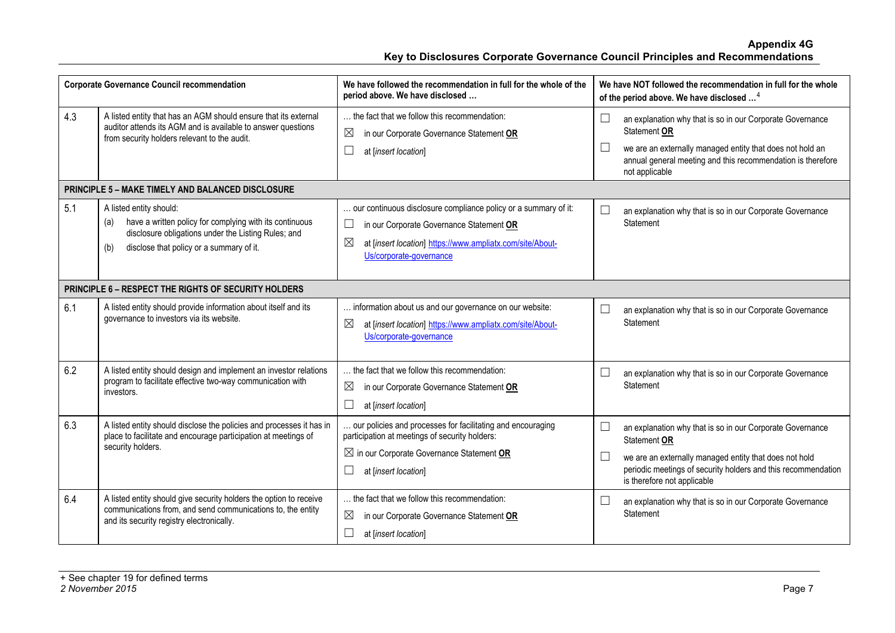| Corporate Governance Council recommendation | | We have followed the recommendation in full for the whole of the period above. We have disclosed … | We have NOT followed the recommendation in full for the whole of the period above. We have disclosed …[4] |
|---|---|---|---|
| 4.3 | A listed entity that has an AGM should ensure that its external auditor attends its AGM and is available to answer questions from security holders relevant to the audit. | … the fact that we follow this recommendation:<br>☒ in our Corporate Governance Statement **OR**<br>☐ at [*insert location*] | ☐ an explanation why that is so in our Corporate Governance Statement **OR**<br>☐ we are an externally managed entity that does not hold an annual general meeting and this recommendation is therefore not applicable |
| **PRINCIPLE 5 – MAKE TIMELY AND BALANCED DISCLOSURE** | | | |
| 5.1 | A listed entity should:<br>(a) have a written policy for complying with its continuous disclosure obligations under the Listing Rules; and<br>(b) disclose that policy or a summary of it. | … our continuous disclosure compliance policy or a summary of it:<br>☐ in our Corporate Governance Statement **OR**<br>☒ at [*insert location*] https://www.ampliatx.com/site/About-Us/corporate-governance | ☐ an explanation why that is so in our Corporate Governance Statement |
| **PRINCIPLE 6 – RESPECT THE RIGHTS OF SECURITY HOLDERS** | | | |
| 6.1 | A listed entity should provide information about itself and its governance to investors via its website. | … information about us and our governance on our website:<br>☒ at [*insert location*] https://www.ampliatx.com/site/About-Us/corporate-governance | ☐ an explanation why that is so in our Corporate Governance Statement |
| 6.2 | A listed entity should design and implement an investor relations program to facilitate effective two-way communication with investors. | … the fact that we follow this recommendation:<br>☒ in our Corporate Governance Statement **OR**<br>☐ at [*insert location*] | ☐ an explanation why that is so in our Corporate Governance Statement |
| 6.3 | A listed entity should disclose the policies and processes it has in place to facilitate and encourage participation at meetings of security holders. | … our policies and processes for facilitating and encouraging participation at meetings of security holders:<br>☒ in our Corporate Governance Statement **OR**<br>☐ at [*insert location*] | ☐ an explanation why that is so in our Corporate Governance Statement **OR**<br>☐ we are an externally managed entity that does not hold periodic meetings of security holders and this recommendation is therefore not applicable |
| 6.4 | A listed entity should give security holders the option to receive communications from, and send communications to, the entity and its security registry electronically. | … the fact that we follow this recommendation:<br>☒ in our Corporate Governance Statement **OR**<br>☐ at [*insert location*] | ☐ an explanation why that is so in our Corporate Governance Statement |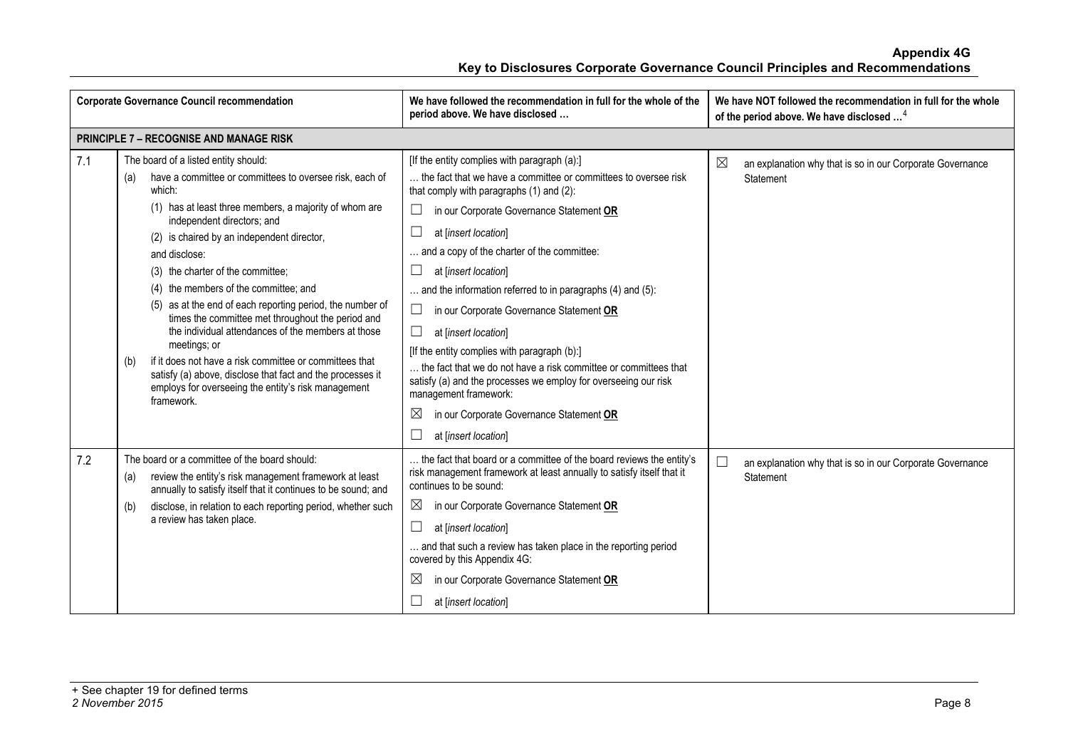| | Corporate Governance Council recommendation | We have followed the recommendation in full for the whole of the period above. We have disclosed … | We have NOT followed the recommendation in full for the whole of the period above. We have disclosed …[4] |
|---|---|---|---|
| **PRINCIPLE 7 – RECOGNISE AND MANAGE RISK** | | | |
| 7.1 | The board of a listed entity should:<br>(a) have a committee or committees to oversee risk, each of which:<br>(1) has at least three members, a majority of whom are independent directors; and<br>(2) is chaired by an independent director,<br>and disclose:<br>(3) the charter of the committee;<br>(4) the members of the committee; and<br>(5) as at the end of each reporting period, the number of times the committee met throughout the period and the individual attendances of the members at those meetings; or<br>(b) if it does not have a risk committee or committees that satisfy (a) above, disclose that fact and the processes it employs for overseeing the entity's risk management framework. | [If the entity complies with paragraph (a):]<br>… the fact that we have a committee or committees to oversee risk that comply with paragraphs (1) and (2):<br>☐ in our Corporate Governance Statement **OR**<br>☐ at [*insert location*]<br>… and a copy of the charter of the committee:<br>☐ at [*insert location*]<br>… and the information referred to in paragraphs (4) and (5):<br>☐ in our Corporate Governance Statement **OR**<br>☐ at [*insert location*]<br>[If the entity complies with paragraph (b):]<br>… the fact that we do not have a risk committee or committees that satisfy (a) and the processes we employ for overseeing our risk management framework:<br>☒ in our Corporate Governance Statement **OR**<br>☐ at [*insert location*] | ☒ an explanation why that is so in our Corporate Governance Statement |
| 7.2 | The board or a committee of the board should:<br>(a) review the entity's risk management framework at least annually to satisfy itself that it continues to be sound; and<br>(b) disclose, in relation to each reporting period, whether such a review has taken place. | … the fact that board or a committee of the board reviews the entity's risk management framework at least annually to satisfy itself that it continues to be sound:<br>☒ in our Corporate Governance Statement **OR**<br>☐ at [*insert location*]<br>… and that such a review has taken place in the reporting period covered by this Appendix 4G:<br>☒ in our Corporate Governance Statement **OR**<br>☐ at [*insert location*] | ☐ an explanation why that is so in our Corporate Governance Statement |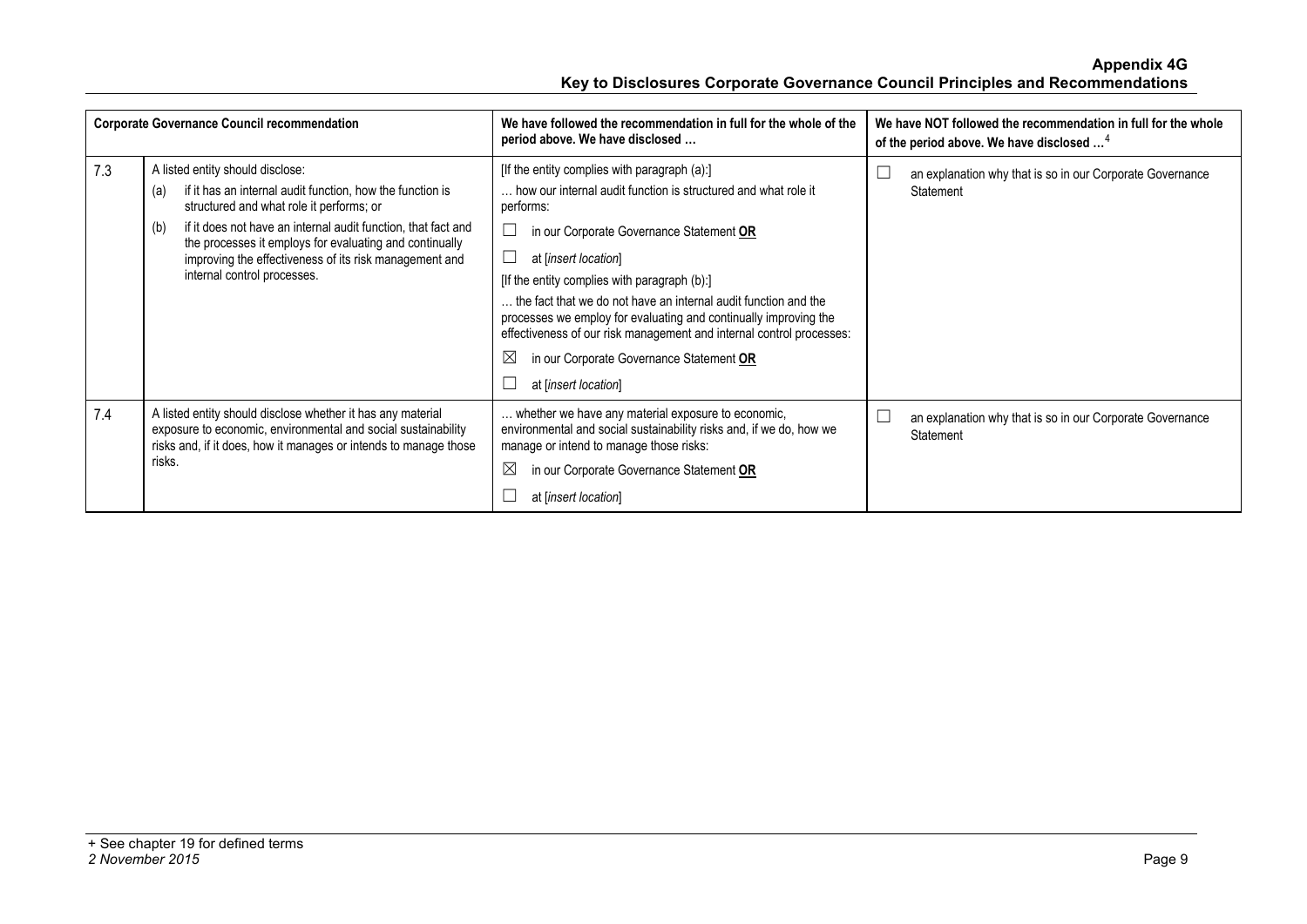| | Corporate Governance Council recommendation | We have followed the recommendation in full for the whole of the period above. We have disclosed … | We have NOT followed the recommendation in full for the whole of the period above. We have disclosed …[4] |
|---|---|---|---|
| 7.3 | A listed entity should disclose:<br>(a) if it has an internal audit function, how the function is structured and what role it performs; or<br>(b) if it does not have an internal audit function, that fact and the processes it employs for evaluating and continually improving the effectiveness of its risk management and internal control processes. | [If the entity complies with paragraph (a):]<br>… how our internal audit function is structured and what role it performs:<br>☐ in our Corporate Governance Statement **OR**<br>☐ at [*insert location*]<br>[If the entity complies with paragraph (b):]<br>… the fact that we do not have an internal audit function and the processes we employ for evaluating and continually improving the effectiveness of our risk management and internal control processes:<br>☒ in our Corporate Governance Statement **OR**<br>☐ at [*insert location*] | ☐ an explanation why that is so in our Corporate Governance Statement |
| 7.4 | A listed entity should disclose whether it has any material exposure to economic, environmental and social sustainability risks and, if it does, how it manages or intends to manage those risks. | … whether we have any material exposure to economic, environmental and social sustainability risks and, if we do, how we manage or intend to manage those risks:<br>☒ in our Corporate Governance Statement **OR**<br>☐ at [*insert location*] | ☐ an explanation why that is so in our Corporate Governance Statement |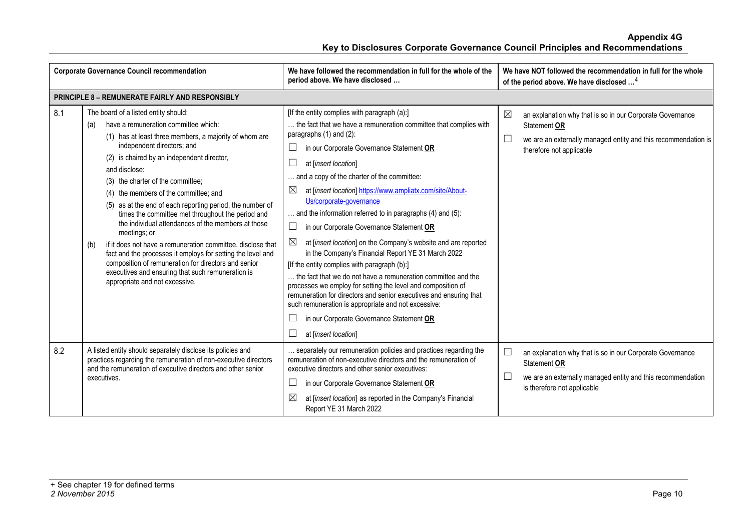| Corporate Governance Council recommendation | | We have followed the recommendation in full for the whole of the period above. We have disclosed … | We have NOT followed the recommendation in full for the whole of the period above. We have disclosed …[4] |
|---|---|---|---|
| **PRINCIPLE 8 – REMUNERATE FAIRLY AND RESPONSIBLY** | | | |
| 8.1 | The board of a listed entity should:<br>(a) have a remuneration committee which:<br>(1) has at least three members, a majority of whom are independent directors; and<br>(2) is chaired by an independent director,<br>and disclose:<br>(3) the charter of the committee;<br>(4) the members of the committee; and<br>(5) as at the end of each reporting period, the number of times the committee met throughout the period and the individual attendances of the members at those meetings; or<br>(b) if it does not have a remuneration committee, disclose that fact and the processes it employs for setting the level and composition of remuneration for directors and senior executives and ensuring that such remuneration is appropriate and not excessive. | [If the entity complies with paragraph (a):]<br>… the fact that we have a remuneration committee that complies with paragraphs (1) and (2):<br>☐ in our Corporate Governance Statement **OR**<br>☐ at [*insert location*]<br>… and a copy of the charter of the committee:<br>☒ at [*insert location*] https://www.ampliatx.com/site/About-Us/corporate-governance<br>… and the information referred to in paragraphs (4) and (5):<br>☐ in our Corporate Governance Statement **OR**<br>☒ at [*insert location*] on the Company's website and are reported in the Company's Financial Report YE 31 March 2022<br>[If the entity complies with paragraph (b):]<br>… the fact that we do not have a remuneration committee and the processes we employ for setting the level and composition of remuneration for directors and senior executives and ensuring that such remuneration is appropriate and not excessive:<br>☐ in our Corporate Governance Statement **OR**<br>☐ at [*insert location*] | ☒ an explanation why that is so in our Corporate Governance Statement **OR**<br>☐ we are an externally managed entity and this recommendation is therefore not applicable |
| 8.2 | A listed entity should separately disclose its policies and practices regarding the remuneration of non-executive directors and the remuneration of executive directors and other senior executives. | … separately our remuneration policies and practices regarding the remuneration of non-executive directors and the remuneration of executive directors and other senior executives:<br>☐ in our Corporate Governance Statement **OR**<br>☒ at [*insert location*] as reported in the Company's Financial Report YE 31 March 2022 | ☐ an explanation why that is so in our Corporate Governance Statement **OR**<br>☐ we are an externally managed entity and this recommendation is therefore not applicable |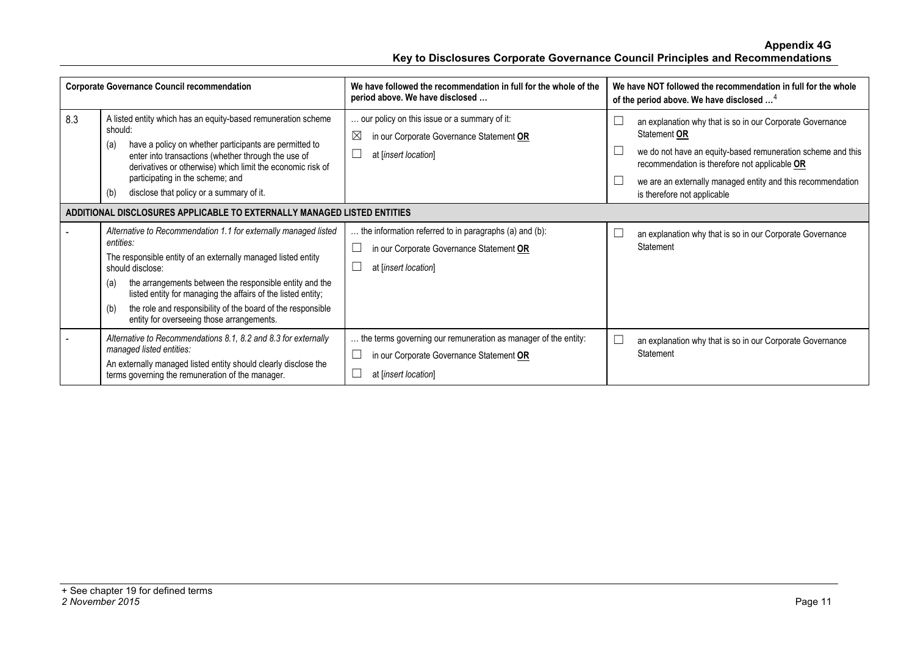| Corporate Governance Council recommendation | | We have followed the recommendation in full for the whole of the period above. We have disclosed … | We have NOT followed the recommendation in full for the whole of the period above. We have disclosed …[4] |
|---|---|---|---|
| 8.3 | A listed entity which has an equity-based remuneration scheme should: (a) have a policy on whether participants are permitted to enter into transactions (whether through the use of derivatives or otherwise) which limit the economic risk of participating in the scheme; and (b) disclose that policy or a summary of it. | … our policy on this issue or a summary of it: ☒ in our Corporate Governance Statement **OR** ☐ at [*insert location*] | ☐ an explanation why that is so in our Corporate Governance Statement **OR** ☐ we do not have an equity-based remuneration scheme and this recommendation is therefore not applicable **OR** ☐ we are an externally managed entity and this recommendation is therefore not applicable |
| **ADDITIONAL DISCLOSURES APPLICABLE TO EXTERNALLY MANAGED LISTED ENTITIES** | | | |
| - | *Alternative to Recommendation 1.1 for externally managed listed entities:* The responsible entity of an externally managed listed entity should disclose: (a) the arrangements between the responsible entity and the listed entity for managing the affairs of the listed entity; (b) the role and responsibility of the board of the responsible entity for overseeing those arrangements. | … the information referred to in paragraphs (a) and (b): ☐ in our Corporate Governance Statement **OR** ☐ at [*insert location*] | ☐ an explanation why that is so in our Corporate Governance Statement |
| - | *Alternative to Recommendations 8.1, 8.2 and 8.3 for externally managed listed entities:* An externally managed listed entity should clearly disclose the terms governing the remuneration of the manager. | … the terms governing our remuneration as manager of the entity: ☐ in our Corporate Governance Statement **OR** ☐ at [*insert location*] | ☐ an explanation why that is so in our Corporate Governance Statement |

+ See chapter 19 for defined terms
*2 November 2015*